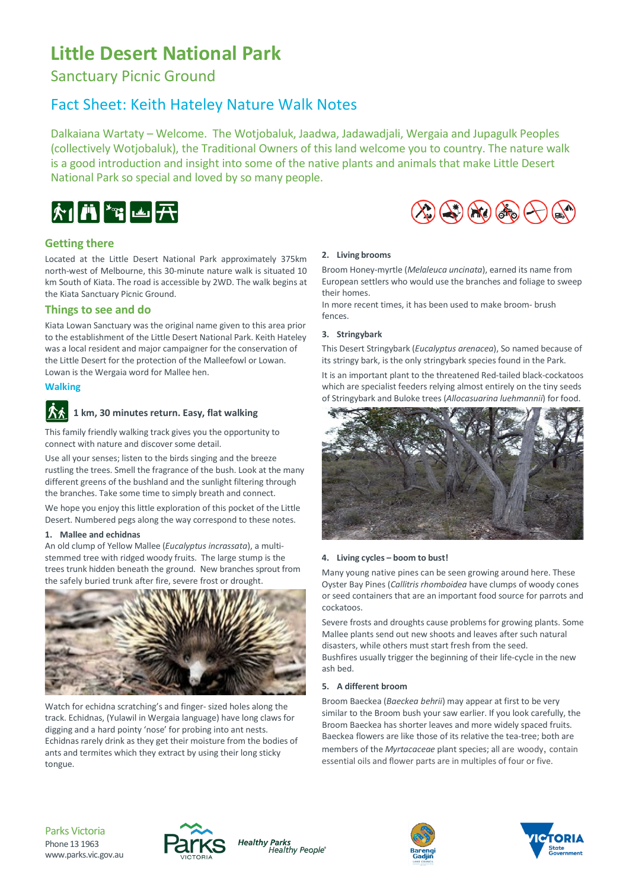# Little Desert National Park

## Sanctuary Picnic Ground

## Fact Sheet: Keith Hateley Nature Walk Notes

Dalkaiana Wartaty – Welcome. The Wotjobaluk, Jaadwa, Jadawadjali, Wergaia and Jupagulk Peoples (collectively Wotjobaluk), the Traditional Owners of this land welcome you to country. The nature walk is a good introduction and insight into some of the native plants and animals that make Little Desert National Park so special and loved by so many people.

### Getting there

Located at the Little Desert National Park approximately 375km north-west of Melbourne, this 30-minute nature walk is situated 10 km South of Kiata. The road is accessible by 2WD. The walk begins at the Kiata Sanctuary Picnic Ground.

### Things to see and do

Kiata Lowan Sanctuary was the original name given to this area prior to the establishment of the Little Desert National Park. Keith Hateley was a local resident and major campaigner for the conservation of the Little Desert for the protection of the Malleefowl or Lowan. Lowan is the Wergaia word for Mallee hen.

#### Walking

**1 km, 30 minutes return. Easy, flat walking**

This family friendly walking track gives you the opportunity to connect with nature and discover some detail.

Use all your senses; listen to the birds singing and the breeze rustling the trees. Smell the fragrance of the bush. Look at the many different greens of the bushland and the sunlight filtering through the branches. Take some time to simply breath and connect.

We hope you enjoy this little exploration of this pocket of the Little Desert. Numbered pegs along the way correspond to these notes.

**1. Mallee and echidnas**

An old clump of Yellow Mallee (*Eucalyptus incrassata*), a multi-stemmed tree with ridged woody fruits. The large stump is the trees trunk hidden beneath the ground. New branches sprout from the safely buried trunk after fire, severe frost or drought.

Watch for echidna scratching's and finger- sized holes along the track. Echidnas, (Yulawil in Wergaia language) have long claws for digging and a hard pointy 'nose' for probing into ant nests. Echidnas rarely drink as they get their moisture from the bodies of ants and termites which they extract by using their long sticky tongue.

**2. Living brooms**

Broom Honey-myrtle (*Melaleuca uncinata*), earned its name from European settlers who would use the branches and foliage to sweep their homes.

In more recent times, it has been used to make broom- brush fences.

**3. Stringybark**

This Desert Stringybark (*Eucalyptus arenacea*), So named because of its stringy bark, is the only stringybark species found in the Park.

It is an important plant to the threatened Red-tailed black-cockatoos which are specialist feeders relying almost entirely on the tiny seeds of Stringybark and Buloke trees (*Allocasuarina luehmannii*) for food.

**4. Living cycles – boom to bust!**

Many young native pines can be seen growing around here. These Oyster Bay Pines (*Callitris rhomboidea* have clumps of woody cones or seed containers that are an important food source for parrots and cockatoos.

Severe frosts and droughts cause problems for growing plants. Some Mallee plants send out new shoots and leaves after such natural disasters, while others must start fresh from the seed.

Bushfires usually trigger the beginning of their life-cycle in the new ash bed.

**5. A different broom**

Broom Baeckea (*Baeckea behrii*) may appear at first to be very similar to the Broom bush your saw earlier. If you look carefully, the Broom Baeckea has shorter leaves and more widely spaced fruits. Baeckea flowers are like those of its relative the tea-tree; both are members of the *Myrtacaceae* plant species; all are woody, contain essential oils and flower parts are in multiples of four or five.

Parks Victoria
Phone 13 1963
www.parks.vic.gov.au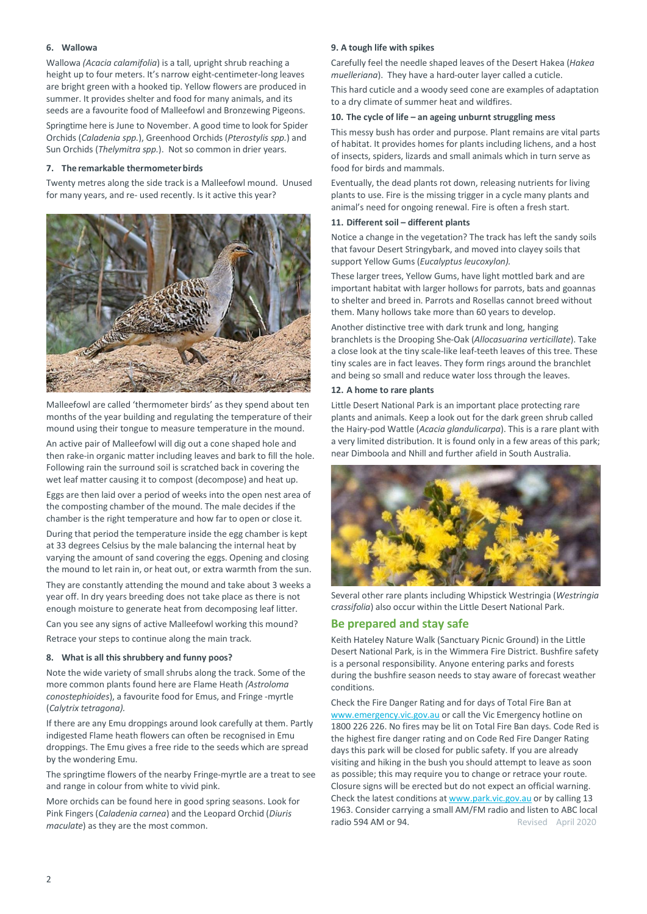### 6. Wallowa

Wallowa *(Acacia calamifolia*) is a tall, upright shrub reaching a height up to four meters. It's narrow eight-centimeter-long leaves are bright green with a hooked tip. Yellow flowers are produced in summer. It provides shelter and food for many animals, and its seeds are a favourite food of Malleefowl and Bronzewing Pigeons.

Springtime here is June to November. A good time to look for Spider Orchids (*Caladenia spp.*), Greenhood Orchids (*Pterostylis spp.*) and Sun Orchids (*Thelymitra spp.*). Not so common in drier years.

### 7. The remarkable thermometer birds

Twenty metres along the side track is a Malleefowl mound. Unused for many years, and re- used recently. Is it active this year?

Malleefowl are called 'thermometer birds' as they spend about ten months of the year building and regulating the temperature of their mound using their tongue to measure temperature in the mound.

An active pair of Malleefowl will dig out a cone shaped hole and then rake-in organic matter including leaves and bark to fill the hole. Following rain the surround soil is scratched back in covering the wet leaf matter causing it to compost (decompose) and heat up.

Eggs are then laid over a period of weeks into the open nest area of the composting chamber of the mound. The male decides if the chamber is the right temperature and how far to open or close it.

During that period the temperature inside the egg chamber is kept at 33 degrees Celsius by the male balancing the internal heat by varying the amount of sand covering the eggs. Opening and closing the mound to let rain in, or heat out, or extra warmth from the sun.

They are constantly attending the mound and take about 3 weeks a year off. In dry years breeding does not take place as there is not enough moisture to generate heat from decomposing leaf litter.

Can you see any signs of active Malleefowl working this mound?

Retrace your steps to continue along the main track.

### 8. What is all this shrubbery and funny poos?

Note the wide variety of small shrubs along the track. Some of the more common plants found here are Flame Heath *(Astroloma conostephioides*), a favourite food for Emus, and Fringe -myrtle (*Calytrix tetragona).*

If there are any Emu droppings around look carefully at them. Partly indigested Flame heath flowers can often be recognised in Emu droppings. The Emu gives a free ride to the seeds which are spread by the wondering Emu.

The springtime flowers of the nearby Fringe-myrtle are a treat to see and range in colour from white to vivid pink.

More orchids can be found here in good spring seasons. Look for Pink Fingers (*Caladenia carnea*) and the Leopard Orchid (*Diuris maculate*) as they are the most common.

### 9. A tough life with spikes

Carefully feel the needle shaped leaves of the Desert Hakea (*Hakea muelleriana*). They have a hard-outer layer called a cuticle.

This hard cuticle and a woody seed cone are examples of adaptation to a dry climate of summer heat and wildfires.

### 10. The cycle of life – an ageing unburnt struggling mess

This messy bush has order and purpose. Plant remains are vital parts of habitat. It provides homes for plants including lichens, and a host of insects, spiders, lizards and small animals which in turn serve as food for birds and mammals.

Eventually, the dead plants rot down, releasing nutrients for living plants to use. Fire is the missing trigger in a cycle many plants and animal's need for ongoing renewal. Fire is often a fresh start.

### 11. Different soil – different plants

Notice a change in the vegetation? The track has left the sandy soils that favour Desert Stringybark, and moved into clayey soils that support Yellow Gums (*Eucalyptus leucoxylon).*

These larger trees, Yellow Gums, have light mottled bark and are important habitat with larger hollows for parrots, bats and goannas to shelter and breed in. Parrots and Rosellas cannot breed without them. Many hollows take more than 60 years to develop.

Another distinctive tree with dark trunk and long, hanging branchlets is the Drooping She-Oak (*Allocasuarina verticillate*). Take a close look at the tiny scale-like leaf-teeth leaves of this tree. These tiny scales are in fact leaves. They form rings around the branchlet and being so small and reduce water loss through the leaves.

### 12. A home to rare plants

Little Desert National Park is an important place protecting rare plants and animals. Keep a look out for the dark green shrub called the Hairy-pod Wattle (*Acacia glandulicarpa*). This is a rare plant with a very limited distribution. It is found only in a few areas of this park; near Dimboola and Nhill and further afield in South Australia.

Several other rare plants including Whipstick Westringia (*Westringia crassifolia*) also occur within the Little Desert National Park.

## Be prepared and stay safe

Keith Hateley Nature Walk (Sanctuary Picnic Ground) in the Little Desert National Park, is in the Wimmera Fire District. Bushfire safety is a personal responsibility. Anyone entering parks and forests during the bushfire season needs to stay aware of forecast weather conditions.

Check the Fire Danger Rating and for days of Total Fire Ban at www.emergency.vic.gov.au or call the Vic Emergency hotline on 1800 226 226. No fires may be lit on Total Fire Ban days. Code Red is the highest fire danger rating and on Code Red Fire Danger Rating days this park will be closed for public safety. If you are already visiting and hiking in the bush you should attempt to leave as soon as possible; this may require you to change or retrace your route. Closure signs will be erected but do not expect an official warning. Check the latest conditions at www.park.vic.gov.au or by calling 13 1963. Consider carrying a small AM/FM radio and listen to ABC local radio 594 AM or 94.

Revised April 2020